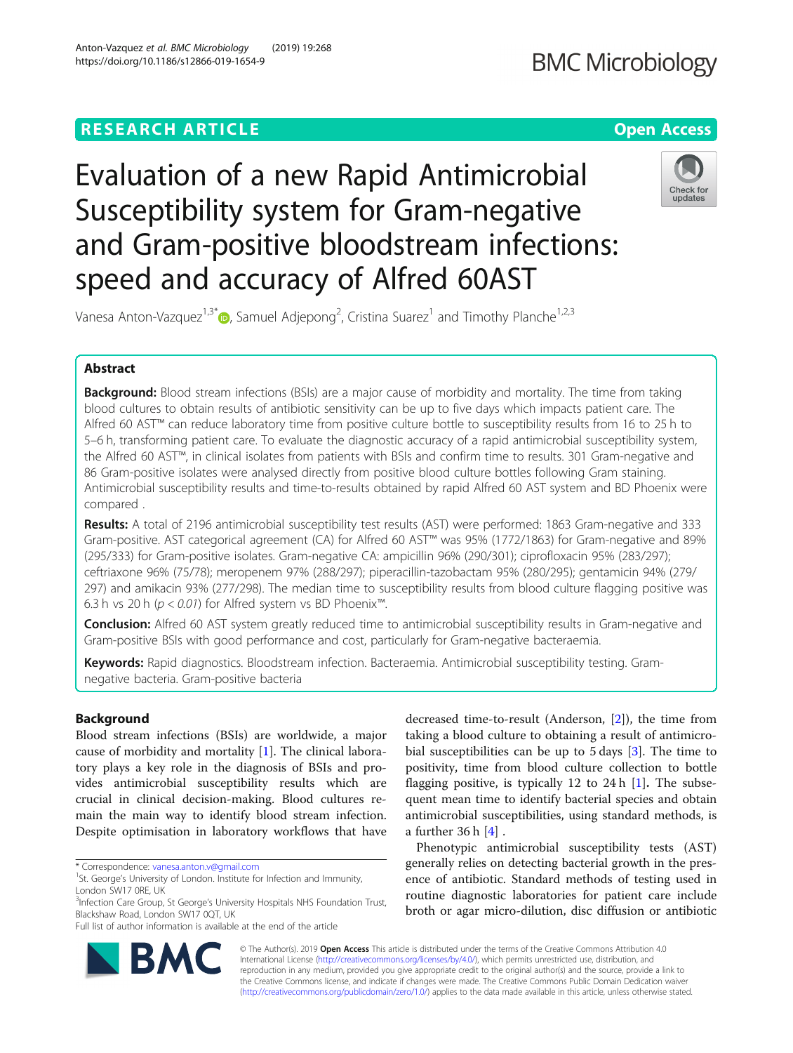# Evaluation of a new Rapid Antimicrobial Susceptibility system for Gram-negative and Gram-positive bloodstream infections: speed and accuracy of Alfred 60AST

Vanesa Anton-Vazquez[1,3*], Samuel Adjepong[2], Cristina Suarez[1] and Timothy Planche[1,2,3]

## Abstract

**Background:** Blood stream infections (BSIs) are a major cause of morbidity and mortality. The time from taking blood cultures to obtain results of antibiotic sensitivity can be up to five days which impacts patient care. The Alfred 60 AST™ can reduce laboratory time from positive culture bottle to susceptibility results from 16 to 25 h to 5–6 h, transforming patient care. To evaluate the diagnostic accuracy of a rapid antimicrobial susceptibility system, the Alfred 60 AST™, in clinical isolates from patients with BSIs and confirm time to results. 301 Gram-negative and 86 Gram-positive isolates were analysed directly from positive blood culture bottles following Gram staining. Antimicrobial susceptibility results and time-to-results obtained by rapid Alfred 60 AST system and BD Phoenix were compared .

**Results:** A total of 2196 antimicrobial susceptibility test results (AST) were performed: 1863 Gram-negative and 333 Gram-positive. AST categorical agreement (CA) for Alfred 60 AST™ was 95% (1772/1863) for Gram-negative and 89% (295/333) for Gram-positive isolates. Gram-negative CA: ampicillin 96% (290/301); ciprofloxacin 95% (283/297); ceftriaxone 96% (75/78); meropenem 97% (288/297); piperacillin-tazobactam 95% (280/295); gentamicin 94% (279/297) and amikacin 93% (277/298). The median time to susceptibility results from blood culture flagging positive was 6.3 h vs 20 h ($p < 0.01$) for Alfred system vs BD Phoenix™.

**Conclusion:** Alfred 60 AST system greatly reduced time to antimicrobial susceptibility results in Gram-negative and Gram-positive BSIs with good performance and cost, particularly for Gram-negative bacteraemia.

**Keywords:** Rapid diagnostics. Bloodstream infection. Bacteraemia. Antimicrobial susceptibility testing. Gram-negative bacteria. Gram-positive bacteria

## Background

Blood stream infections (BSIs) are worldwide, a major cause of morbidity and mortality [1]. The clinical laboratory plays a key role in the diagnosis of BSIs and provides antimicrobial susceptibility results which are crucial in clinical decision-making. Blood cultures remain the main way to identify blood stream infection. Despite optimisation in laboratory workflows that have decreased time-to-result (Anderson, [2]), the time from taking a blood culture to obtaining a result of antimicrobial susceptibilities can be up to 5 days [3]. The time to positivity, time from blood culture collection to bottle flagging positive, is typically 12 to 24 h [1]. The subsequent mean time to identify bacterial species and obtain antimicrobial susceptibilities, using standard methods, is a further 36 h [4] .

Phenotypic antimicrobial susceptibility tests (AST) generally relies on detecting bacterial growth in the presence of antibiotic. Standard methods of testing used in routine diagnostic laboratories for patient care include broth or agar micro-dilution, disc diffusion or antibiotic

\* Correspondence: vanesa.anton.v@gmail.com
[1]St. George's University of London. Institute for Infection and Immunity, London SW17 0RE, UK
[3]Infection Care Group, St George's University Hospitals NHS Foundation Trust, Blackshaw Road, London SW17 0QT, UK
Full list of author information is available at the end of the article

© The Author(s). 2019 **Open Access** This article is distributed under the terms of the Creative Commons Attribution 4.0 International License (http://creativecommons.org/licenses/by/4.0/), which permits unrestricted use, distribution, and reproduction in any medium, provided you give appropriate credit to the original author(s) and the source, provide a link to the Creative Commons license, and indicate if changes were made. The Creative Commons Public Domain Dedication waiver (http://creativecommons.org/publicdomain/zero/1.0/) applies to the data made available in this article, unless otherwise stated.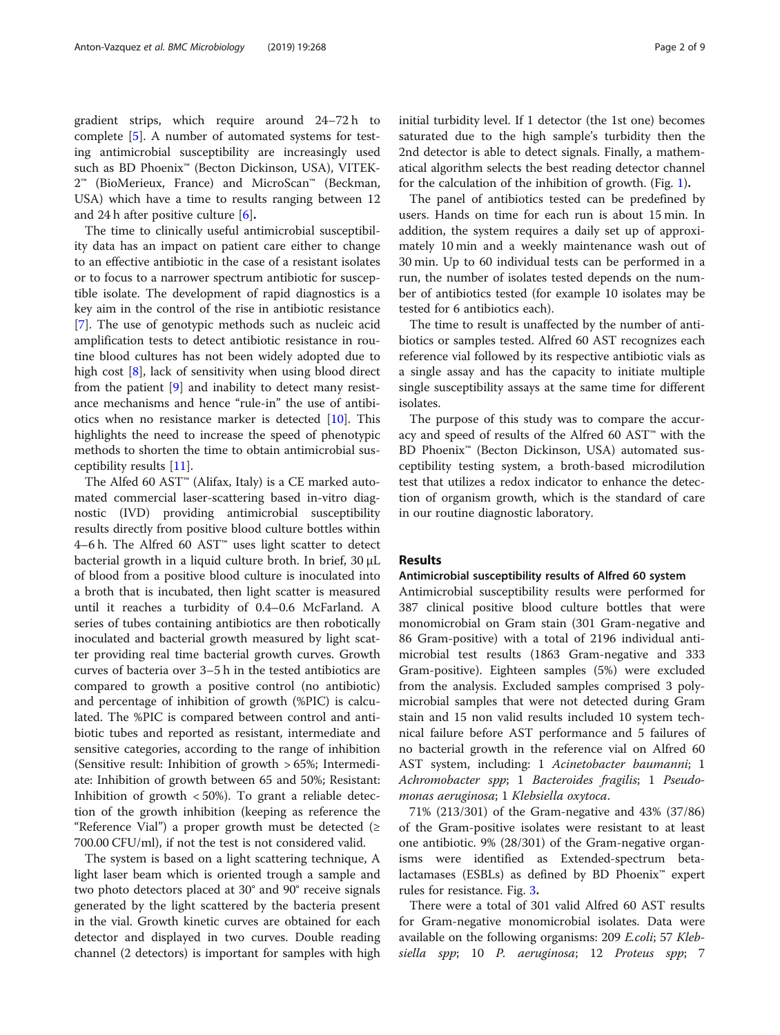gradient strips, which require around 24–72 h to complete [5]. A number of automated systems for testing antimicrobial susceptibility are increasingly used such as BD Phoenix™ (Becton Dickinson, USA), VITEK-2™ (BioMerieux, France) and MicroScan™ (Beckman, USA) which have a time to results ranging between 12 and 24 h after positive culture [6].

The time to clinically useful antimicrobial susceptibility data has an impact on patient care either to change to an effective antibiotic in the case of a resistant isolates or to focus to a narrower spectrum antibiotic for susceptible isolate. The development of rapid diagnostics is a key aim in the control of the rise in antibiotic resistance [7]. The use of genotypic methods such as nucleic acid amplification tests to detect antibiotic resistance in routine blood cultures has not been widely adopted due to high cost [8], lack of sensitivity when using blood direct from the patient [9] and inability to detect many resistance mechanisms and hence "rule-in" the use of antibiotics when no resistance marker is detected [10]. This highlights the need to increase the speed of phenotypic methods to shorten the time to obtain antimicrobial susceptibility results [11].

The Alfed 60 AST™ (Alifax, Italy) is a CE marked automated commercial laser-scattering based in-vitro diagnostic (IVD) providing antimicrobial susceptibility results directly from positive blood culture bottles within 4–6 h. The Alfred 60 AST™ uses light scatter to detect bacterial growth in a liquid culture broth. In brief, 30 μL of blood from a positive blood culture is inoculated into a broth that is incubated, then light scatter is measured until it reaches a turbidity of 0.4–0.6 McFarland. A series of tubes containing antibiotics are then robotically inoculated and bacterial growth measured by light scatter providing real time bacterial growth curves. Growth curves of bacteria over 3–5 h in the tested antibiotics are compared to growth a positive control (no antibiotic) and percentage of inhibition of growth (%PIC) is calculated. The %PIC is compared between control and antibiotic tubes and reported as resistant, intermediate and sensitive categories, according to the range of inhibition (Sensitive result: Inhibition of growth > 65%; Intermediate: Inhibition of growth between 65 and 50%; Resistant: Inhibition of growth < 50%). To grant a reliable detection of the growth inhibition (keeping as reference the "Reference Vial") a proper growth must be detected (≥ 700.00 CFU/ml), if not the test is not considered valid.

The system is based on a light scattering technique, A light laser beam which is oriented trough a sample and two photo detectors placed at 30° and 90° receive signals generated by the light scattered by the bacteria present in the vial. Growth kinetic curves are obtained for each detector and displayed in two curves. Double reading channel (2 detectors) is important for samples with high initial turbidity level. If 1 detector (the 1st one) becomes saturated due to the high sample's turbidity then the 2nd detector is able to detect signals. Finally, a mathematical algorithm selects the best reading detector channel for the calculation of the inhibition of growth. (Fig. 1).

The panel of antibiotics tested can be predefined by users. Hands on time for each run is about 15 min. In addition, the system requires a daily set up of approximately 10 min and a weekly maintenance wash out of 30 min. Up to 60 individual tests can be performed in a run, the number of isolates tested depends on the number of antibiotics tested (for example 10 isolates may be tested for 6 antibiotics each).

The time to result is unaffected by the number of antibiotics or samples tested. Alfred 60 AST recognizes each reference vial followed by its respective antibiotic vials as a single assay and has the capacity to initiate multiple single susceptibility assays at the same time for different isolates.

The purpose of this study was to compare the accuracy and speed of results of the Alfred 60 AST™ with the BD Phoenix™ (Becton Dickinson, USA) automated susceptibility testing system, a broth-based microdilution test that utilizes a redox indicator to enhance the detection of organism growth, which is the standard of care in our routine diagnostic laboratory.

## Results

### Antimicrobial susceptibility results of Alfred 60 system

Antimicrobial susceptibility results were performed for 387 clinical positive blood culture bottles that were monomicrobial on Gram stain (301 Gram-negative and 86 Gram-positive) with a total of 2196 individual antimicrobial test results (1863 Gram-negative and 333 Gram-positive). Eighteen samples (5%) were excluded from the analysis. Excluded samples comprised 3 polymicrobial samples that were not detected during Gram stain and 15 non valid results included 10 system technical failure before AST performance and 5 failures of no bacterial growth in the reference vial on Alfred 60 AST system, including: 1 *Acinetobacter baumanni*; 1 *Achromobacter spp*; 1 *Bacteroides fragilis*; 1 *Pseudomonas aeruginosa*; 1 *Klebsiella oxytoca*.

71% (213/301) of the Gram-negative and 43% (37/86) of the Gram-positive isolates were resistant to at least one antibiotic. 9% (28/301) of the Gram-negative organisms were identified as Extended-spectrum beta-lactamases (ESBLs) as defined by BD Phoenix™ expert rules for resistance. Fig. 3.

There were a total of 301 valid Alfred 60 AST results for Gram-negative monomicrobial isolates. Data were available on the following organisms: 209 *E.coli*; 57 *Klebsiella spp*; 10 *P. aeruginosa*; 12 *Proteus spp*; 7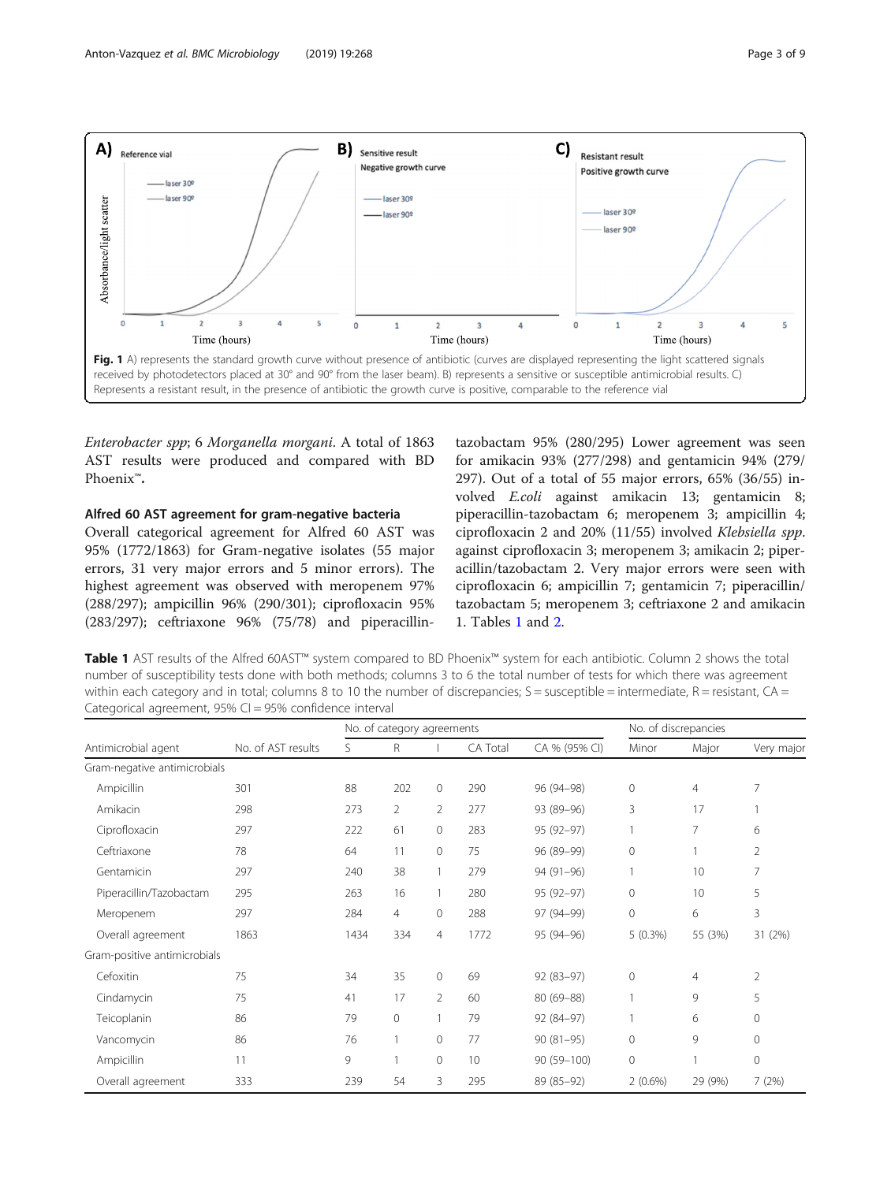Fig. 1 A) represents the standard growth curve without presence of antibiotic (curves are displayed representing the light scattered signals received by photodetectors placed at 30° and 90° from the laser beam). B) represents a sensitive or susceptible antimicrobial results. C) Represents a resistant result, in the presence of antibiotic the growth curve is positive, comparable to the reference vial

*Enterobacter spp*; 6 *Morganella morgani*. A total of 1863 AST results were produced and compared with BD Phoenix™**.**

### Alfred 60 AST agreement for gram-negative bacteria

Overall categorical agreement for Alfred 60 AST was 95% (1772/1863) for Gram-negative isolates (55 major errors, 31 very major errors and 5 minor errors). The highest agreement was observed with meropenem 97% (288/297); ampicillin 96% (290/301); ciprofloxacin 95% (283/297); ceftriaxone 96% (75/78) and piperacillin-tazobactam 95% (280/295) Lower agreement was seen for amikacin 93% (277/298) and gentamicin 94% (279/297). Out of a total of 55 major errors, 65% (36/55) involved *E.coli* against amikacin 13; gentamicin 8; piperacillin-tazobactam 6; meropenem 3; ampicillin 4; ciprofloxacin 2 and 20% (11/55) involved *Klebsiella spp*. against ciprofloxacin 3; meropenem 3; amikacin 2; piperacillin/tazobactam 2. Very major errors were seen with ciprofloxacin 6; ampicillin 7; gentamicin 7; piperacillin/tazobactam 5; meropenem 3; ceftriaxone 2 and amikacin 1. Tables 1 and 2.

**Table 1** AST results of the Alfred 60AST™ system compared to BD Phoenix™ system for each antibiotic. Column 2 shows the total number of susceptibility tests done with both methods; columns 3 to 6 the total number of tests for which there was agreement within each category and in total; columns 8 to 10 the number of discrepancies; S = susceptible = intermediate, R = resistant, CA = Categorical agreement, 95% CI = 95% confidence interval

| | | No. of category agreements | | | | | No. of discrepancies | | |
|---|---|---|---|---|---|---|---|---|---|
| Antimicrobial agent | No. of AST results | S | R | I | CA Total | CA % (95% CI) | Minor | Major | Very major |
| Gram-negative antimicrobials | | | | | | | | | |
| Ampicillin | 301 | 88 | 202 | 0 | 290 | 96 (94–98) | 0 | 4 | 7 |
| Amikacin | 298 | 273 | 2 | 2 | 277 | 93 (89–96) | 3 | 17 | 1 |
| Ciprofloxacin | 297 | 222 | 61 | 0 | 283 | 95 (92–97) | 1 | 7 | 6 |
| Ceftriaxone | 78 | 64 | 11 | 0 | 75 | 96 (89–99) | 0 | 1 | 2 |
| Gentamicin | 297 | 240 | 38 | 1 | 279 | 94 (91–96) | 1 | 10 | 7 |
| Piperacillin/Tazobactam | 295 | 263 | 16 | 1 | 280 | 95 (92–97) | 0 | 10 | 5 |
| Meropenem | 297 | 284 | 4 | 0 | 288 | 97 (94–99) | 0 | 6 | 3 |
| Overall agreement | 1863 | 1434 | 334 | 4 | 1772 | 95 (94–96) | 5 (0.3%) | 55 (3%) | 31 (2%) |
| Gram-positive antimicrobials | | | | | | | | | |
| Cefoxitin | 75 | 34 | 35 | 0 | 69 | 92 (83–97) | 0 | 4 | 2 |
| Cindamycin | 75 | 41 | 17 | 2 | 60 | 80 (69–88) | 1 | 9 | 5 |
| Teicoplanin | 86 | 79 | 0 | 1 | 79 | 92 (84–97) | 1 | 6 | 0 |
| Vancomycin | 86 | 76 | 1 | 0 | 77 | 90 (81–95) | 0 | 9 | 0 |
| Ampicillin | 11 | 9 | 1 | 0 | 10 | 90 (59–100) | 0 | 1 | 0 |
| Overall agreement | 333 | 239 | 54 | 3 | 295 | 89 (85–92) | 2 (0.6%) | 29 (9%) | 7 (2%) |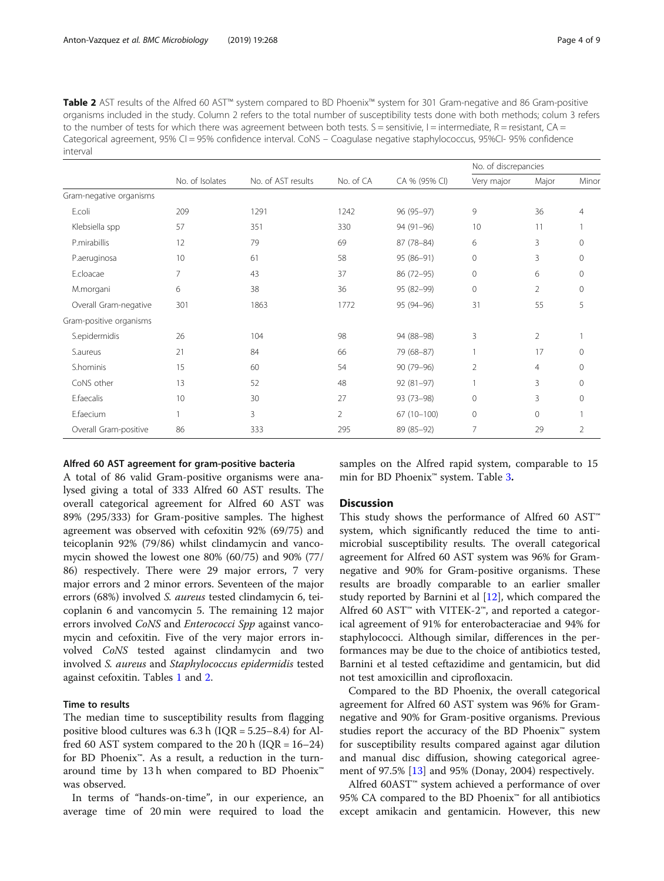**Table 2** AST results of the Alfred 60 AST™ system compared to BD Phoenix™ system for 301 Gram-negative and 86 Gram-positive organisms included in the study. Column 2 refers to the total number of susceptibility tests done with both methods; colum 3 refers to the number of tests for which there was agreement between both tests. S = sensitivie, I = intermediate, R = resistant, CA = Categorical agreement, 95% CI = 95% confidence interval. CoNS – Coagulase negative staphylococcus, 95%CI- 95% confidence interval

| | No. of Isolates | No. of AST results | No. of CA | CA % (95% CI) | No. of discrepancies | | |
|---|---|---|---|---|---|---|---|
| | | | | | Very major | Major | Minor |
| Gram-negative organisms | | | | | | | |
| E.coli | 209 | 1291 | 1242 | 96 (95–97) | 9 | 36 | 4 |
| Klebsiella spp | 57 | 351 | 330 | 94 (91–96) | 10 | 11 | 1 |
| P.mirabillis | 12 | 79 | 69 | 87 (78–84) | 6 | 3 | 0 |
| P.aeruginosa | 10 | 61 | 58 | 95 (86–91) | 0 | 3 | 0 |
| E.cloacae | 7 | 43 | 37 | 86 (72–95) | 0 | 6 | 0 |
| M.morgani | 6 | 38 | 36 | 95 (82–99) | 0 | 2 | 0 |
| Overall Gram-negative | 301 | 1863 | 1772 | 95 (94–96) | 31 | 55 | 5 |
| Gram-positive organisms | | | | | | | |
| S.epidermidis | 26 | 104 | 98 | 94 (88–98) | 3 | 2 | 1 |
| S.aureus | 21 | 84 | 66 | 79 (68–87) | 1 | 17 | 0 |
| S.hominis | 15 | 60 | 54 | 90 (79–96) | 2 | 4 | 0 |
| CoNS other | 13 | 52 | 48 | 92 (81–97) | 1 | 3 | 0 |
| E.faecalis | 10 | 30 | 27 | 93 (73–98) | 0 | 3 | 0 |
| E.faecium | 1 | 3 | 2 | 67 (10–100) | 0 | 0 | 1 |
| Overall Gram-positive | 86 | 333 | 295 | 89 (85–92) | 7 | 29 | 2 |

#### Alfred 60 AST agreement for gram-positive bacteria

A total of 86 valid Gram-positive organisms were analysed giving a total of 333 Alfred 60 AST results. The overall categorical agreement for Alfred 60 AST was 89% (295/333) for Gram-positive samples. The highest agreement was observed with cefoxitin 92% (69/75) and teicoplanin 92% (79/86) whilst clindamycin and vancomycin showed the lowest one 80% (60/75) and 90% (77/86) respectively. There were 29 major errors, 7 very major errors and 2 minor errors. Seventeen of the major errors (68%) involved *S. aureus* tested clindamycin 6, teicoplanin 6 and vancomycin 5. The remaining 12 major errors involved *CoNS* and *Enterococci Spp* against vancomycin and cefoxitin. Five of the very major errors involved *CoNS* tested against clindamycin and two involved *S. aureus* and *Staphylococcus epidermidis* tested against cefoxitin. Tables 1 and 2.

#### Time to results

The median time to susceptibility results from flagging positive blood cultures was 6.3 h (IQR = 5.25–8.4) for Alfred 60 AST system compared to the 20 h (IQR = 16–24) for BD Phoenix™. As a result, a reduction in the turnaround time by 13 h when compared to BD Phoenix™ was observed.

In terms of "hands-on-time", in our experience, an average time of 20 min were required to load the samples on the Alfred rapid system, comparable to 15 min for BD Phoenix™ system. Table 3.

## Discussion

This study shows the performance of Alfred 60 AST™ system, which significantly reduced the time to antimicrobial susceptibility results. The overall categorical agreement for Alfred 60 AST system was 96% for Gram-negative and 90% for Gram-positive organisms. These results are broadly comparable to an earlier smaller study reported by Barnini et al [12], which compared the Alfred 60 AST™ with VITEK-2™, and reported a categorical agreement of 91% for enterobacteraciae and 94% for staphylococci. Although similar, differences in the performances may be due to the choice of antibiotics tested, Barnini et al tested ceftazidime and gentamicin, but did not test amoxicillin and ciprofloxacin.

Compared to the BD Phoenix, the overall categorical agreement for Alfred 60 AST system was 96% for Gram-negative and 90% for Gram-positive organisms. Previous studies report the accuracy of the BD Phoenix™ system for susceptibility results compared against agar dilution and manual disc diffusion, showing categorical agreement of 97.5% [13] and 95% (Donay, 2004) respectively.

Alfred 60AST™ system achieved a performance of over 95% CA compared to the BD Phoenix™ for all antibiotics except amikacin and gentamicin. However, this new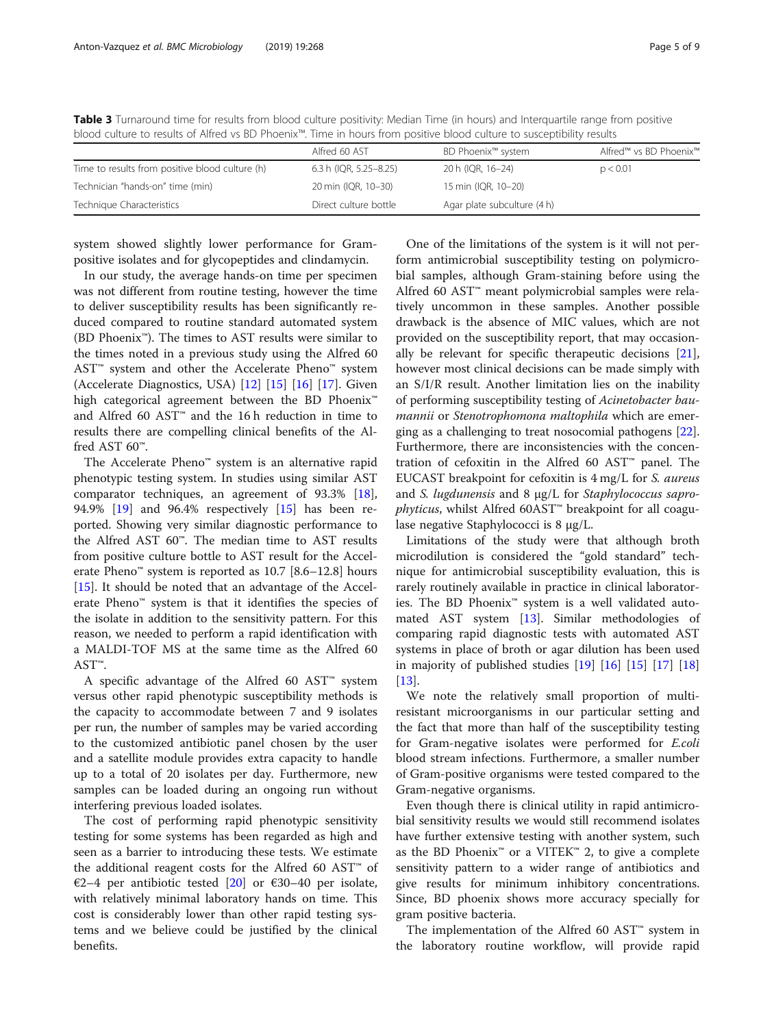**Table 3** Turnaround time for results from blood culture positivity: Median Time (in hours) and Interquartile range from positive blood culture to results of Alfred vs BD Phoenix™. Time in hours from positive blood culture to susceptibility results

| | Alfred 60 AST | BD Phoenix™ system | Alfred™ vs BD Phoenix™ |
|---|---|---|---|
| Time to results from positive blood culture (h) | 6.3 h (IQR, 5.25–8.25) | 20 h (IQR, 16–24) | $p < 0.01$ |
| Technician "hands-on" time (min) | 20 min (IQR, 10–30) | 15 min (IQR, 10–20) | |
| Technique Characteristics | Direct culture bottle | Agar plate subculture (4 h) | |

system showed slightly lower performance for Gram-positive isolates and for glycopeptides and clindamycin.

In our study, the average hands-on time per specimen was not different from routine testing, however the time to deliver susceptibility results has been significantly reduced compared to routine standard automated system (BD Phoenix™). The times to AST results were similar to the times noted in a previous study using the Alfred 60 AST™ system and other the Accelerate Pheno™ system (Accelerate Diagnostics, USA) [12] [15] [16] [17]. Given high categorical agreement between the BD Phoenix™ and Alfred 60 AST™ and the 16 h reduction in time to results there are compelling clinical benefits of the Alfred AST 60™.

The Accelerate Pheno™ system is an alternative rapid phenotypic testing system. In studies using similar AST comparator techniques, an agreement of 93.3% [18], 94.9% [19] and 96.4% respectively [15] has been reported. Showing very similar diagnostic performance to the Alfred AST 60™. The median time to AST results from positive culture bottle to AST result for the Accelerate Pheno™ system is reported as 10.7 [8.6–12.8] hours [15]. It should be noted that an advantage of the Accelerate Pheno™ system is that it identifies the species of the isolate in addition to the sensitivity pattern. For this reason, we needed to perform a rapid identification with a MALDI-TOF MS at the same time as the Alfred 60 AST™.

A specific advantage of the Alfred 60 AST™ system versus other rapid phenotypic susceptibility methods is the capacity to accommodate between 7 and 9 isolates per run, the number of samples may be varied according to the customized antibiotic panel chosen by the user and a satellite module provides extra capacity to handle up to a total of 20 isolates per day. Furthermore, new samples can be loaded during an ongoing run without interfering previous loaded isolates.

The cost of performing rapid phenotypic sensitivity testing for some systems has been regarded as high and seen as a barrier to introducing these tests. We estimate the additional reagent costs for the Alfred 60 AST™ of €2–4 per antibiotic tested [20] or €30–40 per isolate, with relatively minimal laboratory hands on time. This cost is considerably lower than other rapid testing systems and we believe could be justified by the clinical benefits.

One of the limitations of the system is it will not perform antimicrobial susceptibility testing on polymicrobial samples, although Gram-staining before using the Alfred 60 AST™ meant polymicrobial samples were relatively uncommon in these samples. Another possible drawback is the absence of MIC values, which are not provided on the susceptibility report, that may occasionally be relevant for specific therapeutic decisions [21], however most clinical decisions can be made simply with an S/I/R result. Another limitation lies on the inability of performing susceptibility testing of *Acinetobacter baumannii* or *Stenotrophomona maltophila* which are emerging as a challenging to treat nosocomial pathogens [22]. Furthermore, there are inconsistencies with the concentration of cefoxitin in the Alfred 60 AST™ panel. The EUCAST breakpoint for cefoxitin is 4 mg/L for *S. aureus* and *S. lugdunensis* and 8 μg/L for *Staphylococcus saprophyticus*, whilst Alfred 60AST™ breakpoint for all coagulase negative Staphylococci is 8 μg/L.

Limitations of the study were that although broth microdilution is considered the "gold standard" technique for antimicrobial susceptibility evaluation, this is rarely routinely available in practice in clinical laboratories. The BD Phoenix™ system is a well validated automated AST system [13]. Similar methodologies of comparing rapid diagnostic tests with automated AST systems in place of broth or agar dilution has been used in majority of published studies [19] [16] [15] [17] [18] [13].

We note the relatively small proportion of multi-resistant microorganisms in our particular setting and the fact that more than half of the susceptibility testing for Gram-negative isolates were performed for *E.coli* blood stream infections. Furthermore, a smaller number of Gram-positive organisms were tested compared to the Gram-negative organisms.

Even though there is clinical utility in rapid antimicrobial sensitivity results we would still recommend isolates have further extensive testing with another system, such as the BD Phoenix™ or a VITEK™ 2, to give a complete sensitivity pattern to a wider range of antibiotics and give results for minimum inhibitory concentrations. Since, BD phoenix shows more accuracy specially for gram positive bacteria.

The implementation of the Alfred 60 AST™ system in the laboratory routine workflow, will provide rapid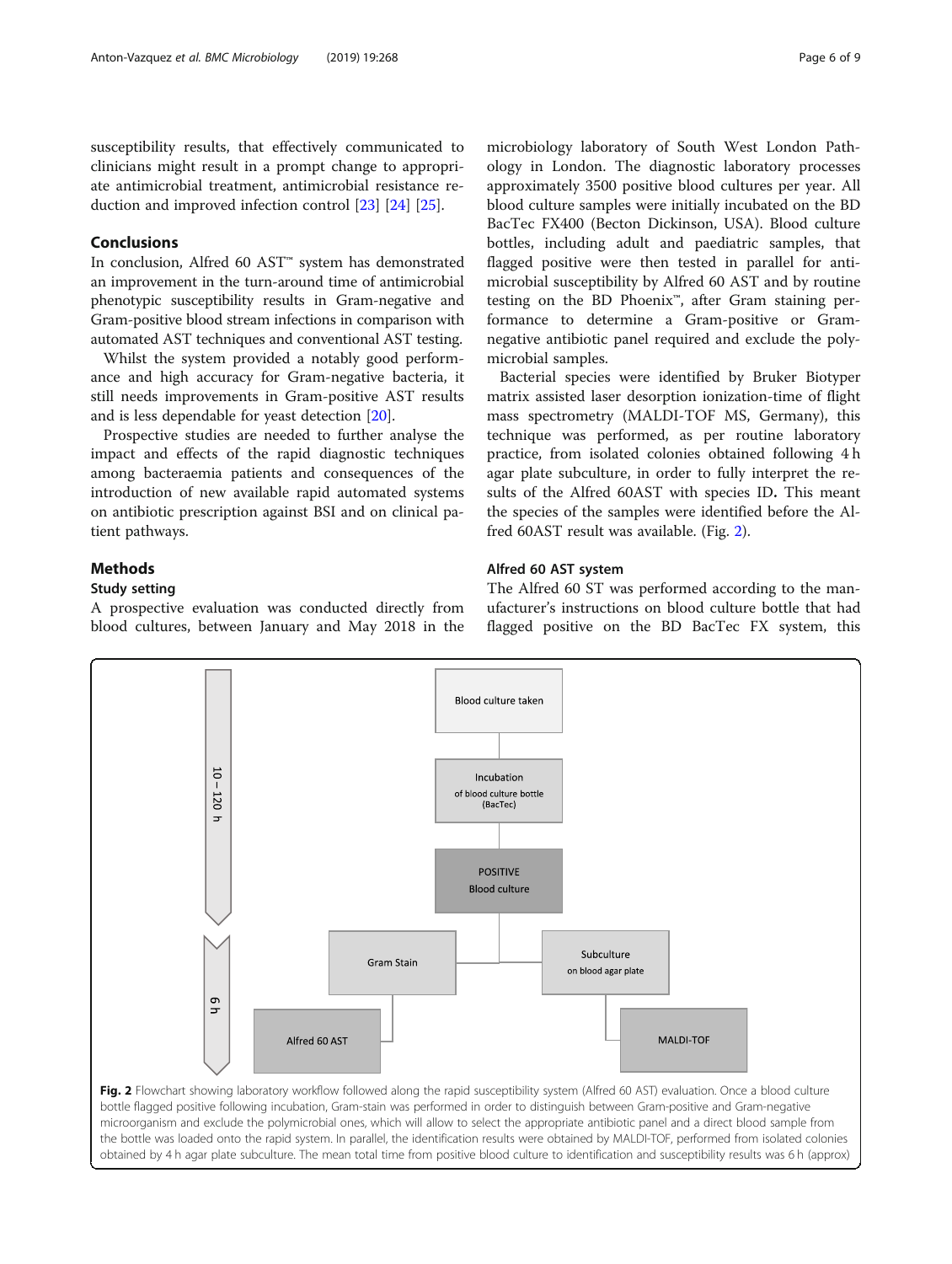susceptibility results, that effectively communicated to clinicians might result in a prompt change to appropriate antimicrobial treatment, antimicrobial resistance reduction and improved infection control [23] [24] [25].

## Conclusions

In conclusion, Alfred 60 AST™ system has demonstrated an improvement in the turn-around time of antimicrobial phenotypic susceptibility results in Gram-negative and Gram-positive blood stream infections in comparison with automated AST techniques and conventional AST testing.

Whilst the system provided a notably good performance and high accuracy for Gram-negative bacteria, it still needs improvements in Gram-positive AST results and is less dependable for yeast detection [20].

Prospective studies are needed to further analyse the impact and effects of the rapid diagnostic techniques among bacteraemia patients and consequences of the introduction of new available rapid automated systems on antibiotic prescription against BSI and on clinical patient pathways.

## Methods

### Study setting

A prospective evaluation was conducted directly from blood cultures, between January and May 2018 in the microbiology laboratory of South West London Pathology in London. The diagnostic laboratory processes approximately 3500 positive blood cultures per year. All blood culture samples were initially incubated on the BD BacTec FX400 (Becton Dickinson, USA). Blood culture bottles, including adult and paediatric samples, that flagged positive were then tested in parallel for antimicrobial susceptibility by Alfred 60 AST and by routine testing on the BD Phoenix™, after Gram staining performance to determine a Gram-positive or Gram-negative antibiotic panel required and exclude the polymicrobial samples.

Bacterial species were identified by Bruker Biotyper matrix assisted laser desorption ionization-time of flight mass spectrometry (MALDI-TOF MS, Germany), this technique was performed, as per routine laboratory practice, from isolated colonies obtained following 4 h agar plate subculture, in order to fully interpret the results of the Alfred 60AST with species ID. This meant the species of the samples were identified before the Alfred 60AST result was available. (Fig. 2).

### Alfred 60 AST system

The Alfred 60 ST was performed according to the manufacturer's instructions on blood culture bottle that had flagged positive on the BD BacTec FX system, this

**Fig. 2** Flowchart showing laboratory workflow followed along the rapid susceptibility system (Alfred 60 AST) evaluation. Once a blood culture bottle flagged positive following incubation, Gram-stain was performed in order to distinguish between Gram-positive and Gram-negative microorganism and exclude the polymicrobial ones, which will allow to select the appropriate antibiotic panel and a direct blood sample from the bottle was loaded onto the rapid system. In parallel, the identification results were obtained by MALDI-TOF, performed from isolated colonies obtained by 4 h agar plate subculture. The mean total time from positive blood culture to identification and susceptibility results was 6 h (approx)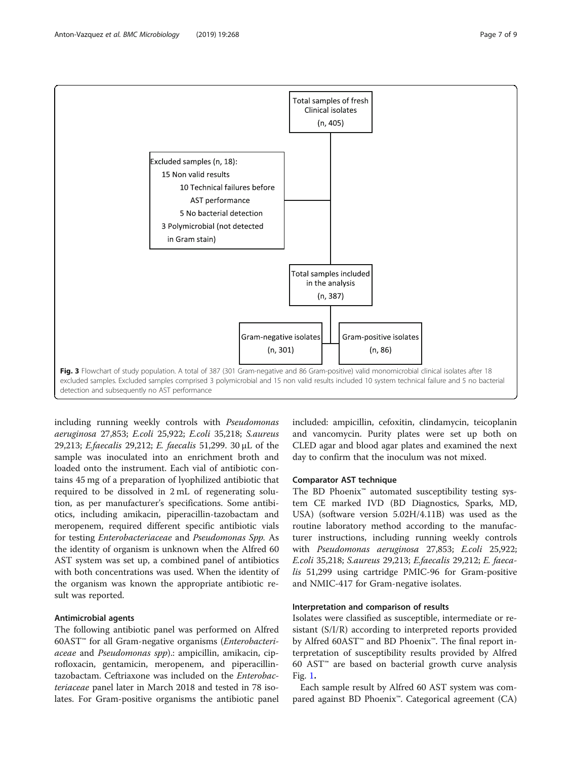Total samples of fresh Clinical isolates (n, 405)

Excluded samples (n, 18):
15 Non valid results
10 Technical failures before AST performance
5 No bacterial detection
3 Polymicrobial (not detected in Gram stain)

Total samples included in the analysis (n, 387)

Gram-negative isolates (n, 301)

Gram-positive isolates (n, 86)

**Fig. 3** Flowchart of study population. A total of 387 (301 Gram-negative and 86 Gram-positive) valid monomicrobial clinical isolates after 18 excluded samples. Excluded samples comprised 3 polymicrobial and 15 non valid results included 10 system technical failure and 5 no bacterial detection and subsequently no AST performance

including running weekly controls with *Pseudomonas aeruginosa* 27,853; *E.coli* 25,922; *E.coli* 35,218; *S.aureus* 29,213; *E.faecalis* 29,212; *E. faecalis* 51,299. 30 μL of the sample was inoculated into an enrichment broth and loaded onto the instrument. Each vial of antibiotic contains 45 mg of a preparation of lyophilized antibiotic that required to be dissolved in 2 mL of regenerating solution, as per manufacturer's specifications. Some antibiotics, including amikacin, piperacillin-tazobactam and meropenem, required different specific antibiotic vials for testing *Enterobacteriaceae* and *Pseudomonas Spp.* As the identity of organism is unknown when the Alfred 60 AST system was set up, a combined panel of antibiotics with both concentrations was used. When the identity of the organism was known the appropriate antibiotic result was reported.

### Antimicrobial agents

The following antibiotic panel was performed on Alfred 60AST™ for all Gram-negative organisms (*Enterobacteriaceae* and *Pseudomonas spp*).: ampicillin, amikacin, ciprofloxacin, gentamicin, meropenem, and piperacillin-tazobactam. Ceftriaxone was included on the *Enterobacteriaceae* panel later in March 2018 and tested in 78 isolates. For Gram-positive organisms the antibiotic panel included: ampicillin, cefoxitin, clindamycin, teicoplanin and vancomycin. Purity plates were set up both on CLED agar and blood agar plates and examined the next day to confirm that the inoculum was not mixed.

### Comparator AST technique

The BD Phoenix™ automated susceptibility testing system CE marked IVD (BD Diagnostics, Sparks, MD, USA) (software version 5.02H/4.11B) was used as the routine laboratory method according to the manufacturer instructions, including running weekly controls with *Pseudomonas aeruginosa* 27,853; *E.coli* 25,922; *E.coli* 35,218; *S.aureus* 29,213; *E.faecalis* 29,212; *E. faecalis* 51,299 using cartridge PMIC-96 for Gram-positive and NMIC-417 for Gram-negative isolates.

### Interpretation and comparison of results

Isolates were classified as susceptible, intermediate or resistant (S/I/R) according to interpreted reports provided by Alfred 60AST™ and BD Phoenix™. The final report interpretation of susceptibility results provided by Alfred 60 AST™ are based on bacterial growth curve analysis Fig. 1.

Each sample result by Alfred 60 AST system was compared against BD Phoenix™. Categorical agreement (CA)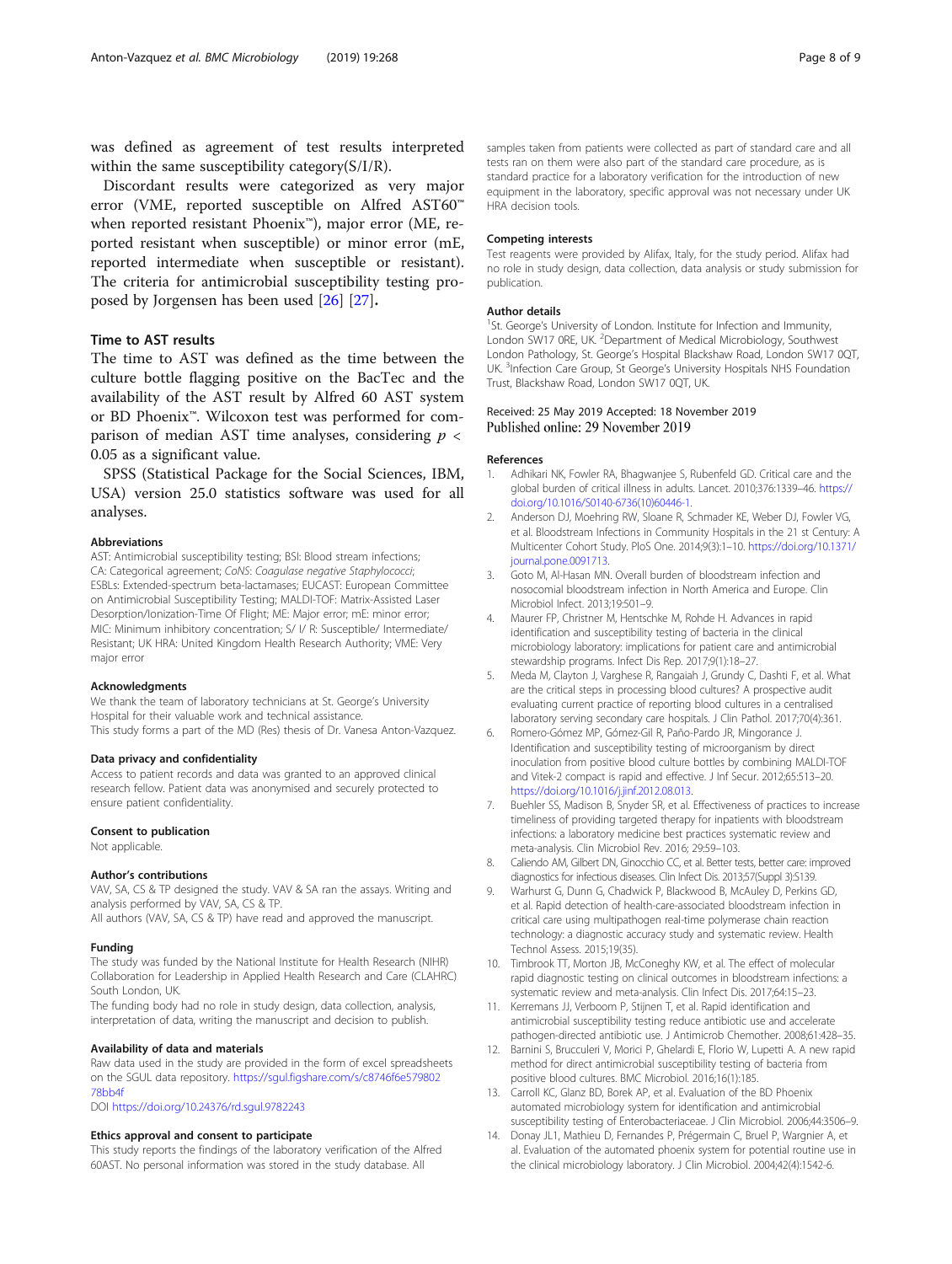was defined as agreement of test results interpreted within the same susceptibility category(S/I/R).

Discordant results were categorized as very major error (VME, reported susceptible on Alfred AST60™ when reported resistant Phoenix™), major error (ME, reported resistant when susceptible) or minor error (mE, reported intermediate when susceptible or resistant). The criteria for antimicrobial susceptibility testing proposed by Jorgensen has been used [26] [27].

### Time to AST results

The time to AST was defined as the time between the culture bottle flagging positive on the BacTec and the availability of the AST result by Alfred 60 AST system or BD Phoenix™. Wilcoxon test was performed for comparison of median AST time analyses, considering $p < 0.05$ as a significant value.

SPSS (Statistical Package for the Social Sciences, IBM, USA) version 25.0 statistics software was used for all analyses.

#### Abbreviations

AST: Antimicrobial susceptibility testing; BSI: Blood stream infections; CA: Categorical agreement; CoNS: *Coagulase negative Staphylococci*; ESBLs: Extended-spectrum beta-lactamases; EUCAST: European Committee on Antimicrobial Susceptibility Testing; MALDI-TOF: Matrix-Assisted Laser Desorption/Ionization-Time Of Flight; ME: Major error; mE: minor error; MIC: Minimum inhibitory concentration; S/ I/ R: Susceptible/ Intermediate/ Resistant; UK HRA: United Kingdom Health Research Authority; VME: Very major error

#### Acknowledgments

We thank the team of laboratory technicians at St. George's University Hospital for their valuable work and technical assistance.
This study forms a part of the MD (Res) thesis of Dr. Vanesa Anton-Vazquez.

#### Data privacy and confidentiality

Access to patient records and data was granted to an approved clinical research fellow. Patient data was anonymised and securely protected to ensure patient confidentiality.

#### Consent to publication

Not applicable.

#### Author's contributions

VAV, SA, CS & TP designed the study. VAV & SA ran the assays. Writing and analysis performed by VAV, SA, CS & TP.
All authors (VAV, SA, CS & TP) have read and approved the manuscript.

#### Funding

The study was funded by the National Institute for Health Research (NIHR) Collaboration for Leadership in Applied Health Research and Care (CLAHRC) South London, UK.
The funding body had no role in study design, data collection, analysis, interpretation of data, writing the manuscript and decision to publish.

#### Availability of data and materials

Raw data used in the study are provided in the form of excel spreadsheets on the SGUL data repository. https://sgul.figshare.com/s/c8746f6e57980278bb4f
DOI https://doi.org/10.24376/rd.sgul.9782243

#### Ethics approval and consent to participate

This study reports the findings of the laboratory verification of the Alfred 60AST. No personal information was stored in the study database. All samples taken from patients were collected as part of standard care and all tests ran on them were also part of the standard care procedure, as is standard practice for a laboratory verification for the introduction of new equipment in the laboratory, specific approval was not necessary under UK HRA decision tools.

#### Competing interests

Test reagents were provided by Alifax, Italy, for the study period. Alifax had no role in study design, data collection, data analysis or study submission for publication.

#### Author details

[1]St. George's University of London. Institute for Infection and Immunity, London SW17 0RE, UK. [2]Department of Medical Microbiology, Southwest London Pathology, St. George's Hospital Blackshaw Road, London SW17 0QT, UK. [3]Infection Care Group, St George's University Hospitals NHS Foundation Trust, Blackshaw Road, London SW17 0QT, UK.

Received: 25 May 2019 Accepted: 18 November 2019
Published online: 29 November 2019

#### References

1. Adhikari NK, Fowler RA, Bhagwanjee S, Rubenfeld GD. Critical care and the global burden of critical illness in adults. Lancet. 2010;376:1339–46. https://doi.org/10.1016/S0140-6736(10)60446-1.
2. Anderson DJ, Moehring RW, Sloane R, Schmader KE, Weber DJ, Fowler VG, et al. Bloodstream Infections in Community Hospitals in the 21 st Century: A Multicenter Cohort Study. PloS One. 2014;9(3):1–10. https://doi.org/10.1371/journal.pone.0091713.
3. Goto M, Al-Hasan MN. Overall burden of bloodstream infection and nosocomial bloodstream infection in North America and Europe. Clin Microbiol Infect. 2013;19:501–9.
4. Maurer FP, Christner M, Hentschke M, Rohde H. Advances in rapid identification and susceptibility testing of bacteria in the clinical microbiology laboratory: implications for patient care and antimicrobial stewardship programs. Infect Dis Rep. 2017;9(1):18–27.
5. Meda M, Clayton J, Varghese R, Rangaiah J, Grundy C, Dashti F, et al. What are the critical steps in processing blood cultures? A prospective audit evaluating current practice of reporting blood cultures in a centralised laboratory serving secondary care hospitals. J Clin Pathol. 2017;70(4):361.
6. Romero-Gómez MP, Gómez-Gil R, Paño-Pardo JR, Mingorance J. Identification and susceptibility testing of microorganism by direct inoculation from positive blood culture bottles by combining MALDI-TOF and Vitek-2 compact is rapid and effective. J Inf Secur. 2012;65:513–20. https://doi.org/10.1016/j.jinf.2012.08.013.
7. Buehler SS, Madison B, Snyder SR, et al. Effectiveness of practices to increase timeliness of providing targeted therapy for inpatients with bloodstream infections: a laboratory medicine best practices systematic review and meta-analysis. Clin Microbiol Rev. 2016; 29:59–103.
8. Caliendo AM, Gilbert DN, Ginocchio CC, et al. Better tests, better care: improved diagnostics for infectious diseases. Clin Infect Dis. 2013;57(Suppl 3):S139.
9. Warhurst G, Dunn G, Chadwick P, Blackwood B, McAuley D, Perkins GD, et al. Rapid detection of health-care-associated bloodstream infection in critical care using multipathogen real-time polymerase chain reaction technology: a diagnostic accuracy study and systematic review. Health Technol Assess. 2015;19(35).
10. Timbrook TT, Morton JB, McConeghy KW, et al. The effect of molecular rapid diagnostic testing on clinical outcomes in bloodstream infections: a systematic review and meta-analysis. Clin Infect Dis. 2017;64:15–23.
11. Kerremans JJ, Verboom P, Stijnen T, et al. Rapid identification and antimicrobial susceptibility testing reduce antibiotic use and accelerate pathogen-directed antibiotic use. J Antimicrob Chemother. 2008;61:428–35.
12. Barnini S, Brucculeri V, Morici P, Ghelardi E, Florio W, Lupetti A. A new rapid method for direct antimicrobial susceptibility testing of bacteria from positive blood cultures. BMC Microbiol. 2016;16(1):185.
13. Carroll KC, Glanz BD, Borek AP, et al. Evaluation of the BD Phoenix automated microbiology system for identification and antimicrobial susceptibility testing of Enterobacteriaceae. J Clin Microbiol. 2006;44:3506–9.
14. Donay JL1, Mathieu D, Fernandes P, Prégermain C, Bruel P, Wargnier A, et al. Evaluation of the automated phoenix system for potential routine use in the clinical microbiology laboratory. J Clin Microbiol. 2004;42(4):1542-6.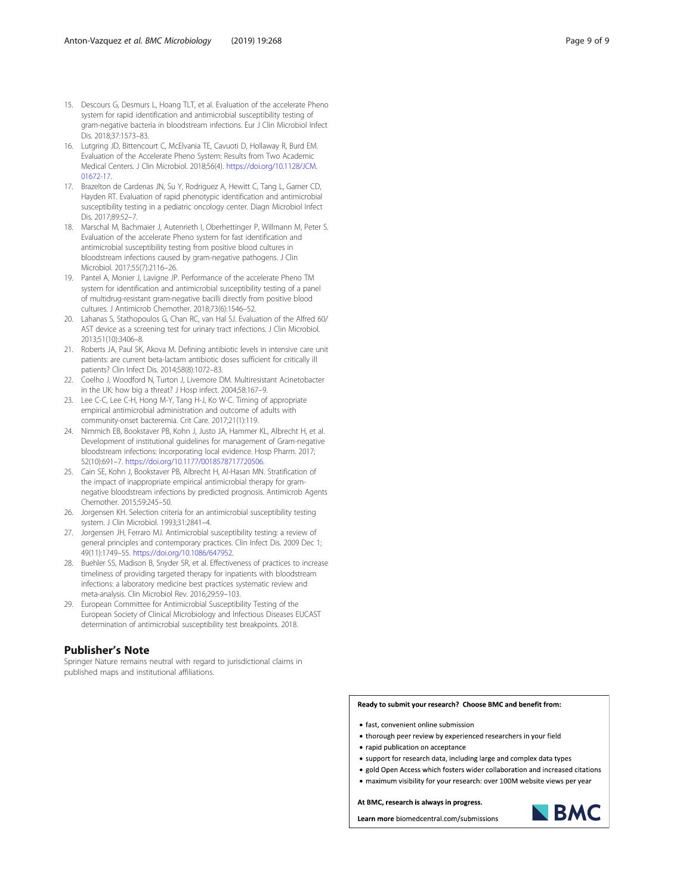15. Descours G, Desmurs L, Hoang TLT, et al. Evaluation of the accelerate Pheno system for rapid identification and antimicrobial susceptibility testing of gram-negative bacteria in bloodstream infections. Eur J Clin Microbiol Infect Dis. 2018;37:1573–83.
16. Lutgring JD, Bittencourt C, McElvania TE, Cavuoti D, Hollaway R, Burd EM. Evaluation of the Accelerate Pheno System: Results from Two Academic Medical Centers. J Clin Microbiol. 2018;56(4). https://doi.org/10.1128/JCM.01672-17.
17. Brazelton de Cardenas JN, Su Y, Rodriguez A, Hewitt C, Tang L, Garner CD, Hayden RT. Evaluation of rapid phenotypic identification and antimicrobial susceptibility testing in a pediatric oncology center. Diagn Microbiol Infect Dis. 2017;89:52–7.
18. Marschal M, Bachmaier J, Autenrieth I, Oberhettinger P, Willmann M, Peter S. Evaluation of the accelerate Pheno system for fast identification and antimicrobial susceptibility testing from positive blood cultures in bloodstream infections caused by gram-negative pathogens. J Clin Microbiol. 2017;55(7):2116–26.
19. Pantel A, Monier J, Lavigne JP. Performance of the accelerate Pheno TM system for identification and antimicrobial susceptibility testing of a panel of multidrug-resistant gram-negative bacilli directly from positive blood cultures. J Antimicrob Chemother. 2018;73(6):1546–52.
20. Lahanas S, Stathopoulos G, Chan RC, van Hal SJ. Evaluation of the Alfred 60/AST device as a screening test for urinary tract infections. J Clin Microbiol. 2013;51(10):3406–8.
21. Roberts JA, Paul SK, Akova M. Defining antibiotic levels in intensive care unit patients: are current beta-lactam antibiotic doses sufficient for critically ill patients? Clin Infect Dis. 2014;58(8):1072–83.
22. Coelho J, Woodford N, Turton J, Livemore DM. Multiresistant Acinetobacter in the UK: how big a threat? J Hosp infect. 2004;58:167–9.
23. Lee C-C, Lee C-H, Hong M-Y, Tang H-J, Ko W-C. Timing of appropriate empirical antimicrobial administration and outcome of adults with community-onset bacteremia. Crit Care. 2017;21(1):119.
24. Nimmich EB, Bookstaver PB, Kohn J, Justo JA, Hammer KL, Albrecht H, et al. Development of institutional guidelines for management of Gram-negative bloodstream infections: Incorporating local evidence. Hosp Pharm. 2017;52(10):691–7. https://doi.org/10.1177/0018578717720506.
25. Cain SE, Kohn J, Bookstaver PB, Albrecht H, Al-Hasan MN. Stratification of the impact of inappropriate empirical antimicrobial therapy for gram-negative bloodstream infections by predicted prognosis. Antimicrob Agents Chemother. 2015;59:245–50.
26. Jorgensen KH. Selection criteria for an antimicrobial susceptibility testing system. J Clin Microbiol. 1993;31:2841–4.
27. Jorgensen JH, Ferraro MJ. Antimicrobial susceptibility testing: a review of general principles and contemporary practices. Clin Infect Dis. 2009 Dec 1; 49(11):1749–55. https://doi.org/10.1086/647952.
28. Buehler SS, Madison B, Snyder SR, et al. Effectiveness of practices to increase timeliness of providing targeted therapy for inpatients with bloodstream infections: a laboratory medicine best practices systematic review and meta-analysis. Clin Microbiol Rev. 2016;29:59–103.
29. European Committee for Antimicrobial Susceptibility Testing of the European Society of Clinical Microbiology and Infectious Diseases EUCAST determination of antimicrobial susceptibility test breakpoints. 2018.

## Publisher's Note

Springer Nature remains neutral with regard to jurisdictional claims in published maps and institutional affiliations.

**Ready to submit your research? Choose BMC and benefit from:**

- fast, convenient online submission
- thorough peer review by experienced researchers in your field
- rapid publication on acceptance
- support for research data, including large and complex data types
- gold Open Access which fosters wider collaboration and increased citations
- maximum visibility for your research: over 100M website views per year

**At BMC, research is always in progress.**

**Learn more** biomedcentral.com/submissions